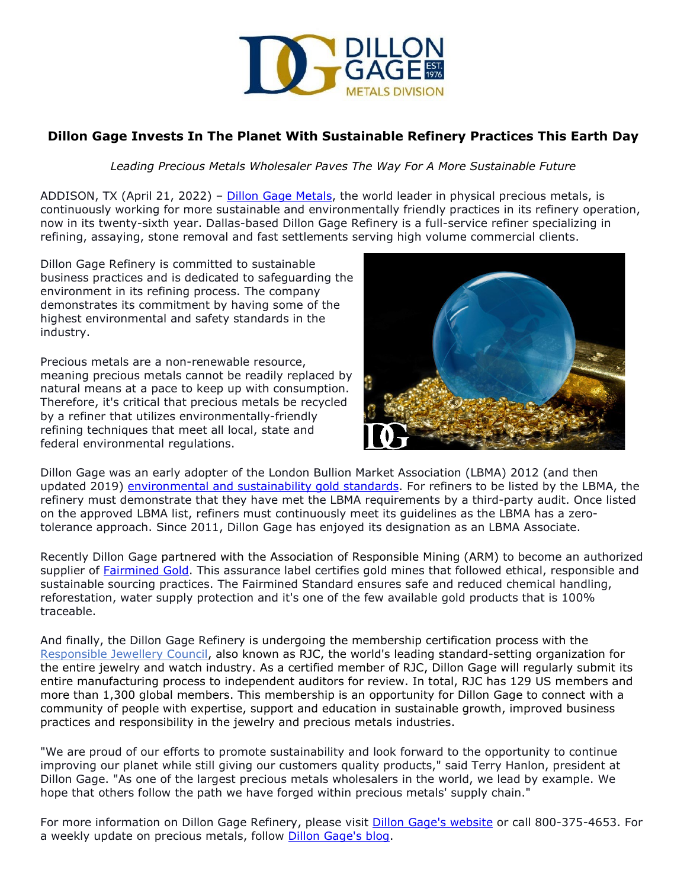# Dillon Gage Invests In The Planet With Sustainable Refinery Practices This Earth Day

*Leading Precious Metals Wholesaler Paves The Way For A More Sustainable Future*

ADDISON, TX (April 21, 2022) – [Dillon Gage Metals](), the world leader in physical precious metals, is continuously working for more sustainable and environmentally friendly practices in its refinery operation, now in its twenty-sixth year. Dallas-based Dillon Gage Refinery is a full-service refiner specializing in refining, assaying, stone removal and fast settlements serving high volume commercial clients.

Dillon Gage Refinery is committed to sustainable business practices and is dedicated to safeguarding the environment in its refining process. The company demonstrates its commitment by having some of the highest environmental and safety standards in the industry.

Precious metals are a non-renewable resource, meaning precious metals cannot be readily replaced by natural means at a pace to keep up with consumption. Therefore, it's critical that precious metals be recycled by a refiner that utilizes environmentally-friendly refining techniques that meet all local, state and federal environmental regulations.

Dillon Gage was an early adopter of the London Bullion Market Association (LBMA) 2012 (and then updated 2019) [environmental and sustainability gold standards](). For refiners to be listed by the LBMA, the refinery must demonstrate that they have met the LBMA requirements by a third-party audit. Once listed on the approved LBMA list, refiners must continuously meet its guidelines as the LBMA has a zero-tolerance approach. Since 2011, Dillon Gage has enjoyed its designation as an LBMA Associate.

Recently Dillon Gage partnered with the Association of Responsible Mining (ARM) to become an authorized supplier of [Fairmined Gold](). This assurance label certifies gold mines that followed ethical, responsible and sustainable sourcing practices. The Fairmined Standard ensures safe and reduced chemical handling, reforestation, water supply protection and it's one of the few available gold products that is 100% traceable.

And finally, the Dillon Gage Refinery is undergoing the membership certification process with the [Responsible Jewellery Council](), also known as RJC, the world's leading standard-setting organization for the entire jewelry and watch industry. As a certified member of RJC, Dillon Gage will regularly submit its entire manufacturing process to independent auditors for review. In total, RJC has 129 US members and more than 1,300 global members. This membership is an opportunity for Dillon Gage to connect with a community of people with expertise, support and education in sustainable growth, improved business practices and responsibility in the jewelry and precious metals industries.

"We are proud of our efforts to promote sustainability and look forward to the opportunity to continue improving our planet while still giving our customers quality products," said Terry Hanlon, president at Dillon Gage. "As one of the largest precious metals wholesalers in the world, we lead by example. We hope that others follow the path we have forged within precious metals' supply chain."

For more information on Dillon Gage Refinery, please visit [Dillon Gage's website]() or call 800-375-4653. For a weekly update on precious metals, follow [Dillon Gage's blog]().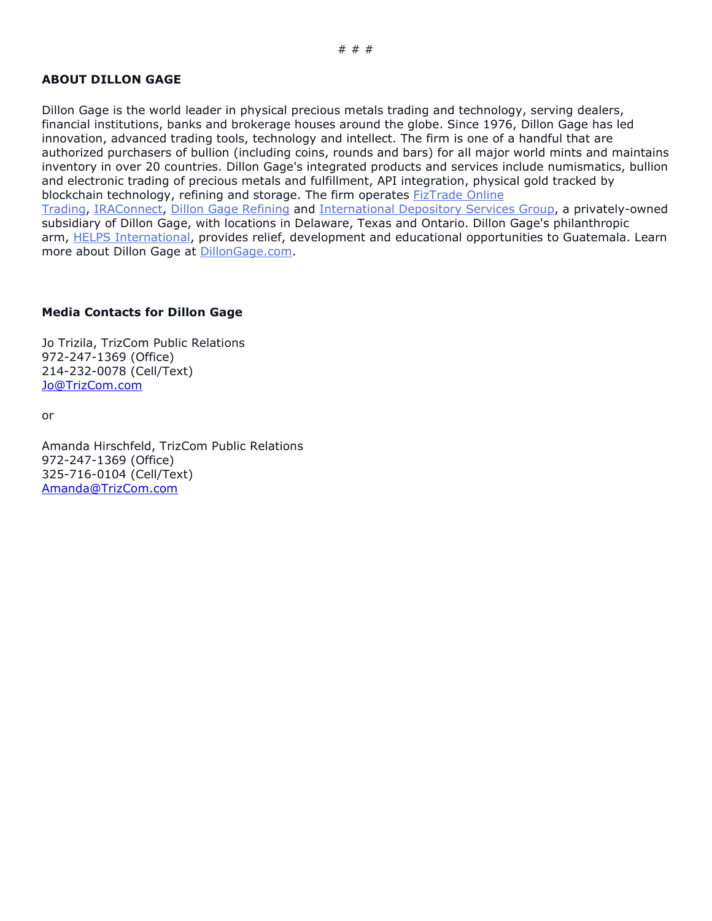# # #

**ABOUT DILLON GAGE**

Dillon Gage is the world leader in physical precious metals trading and technology, serving dealers, financial institutions, banks and brokerage houses around the globe. Since 1976, Dillon Gage has led innovation, advanced trading tools, technology and intellect. The firm is one of a handful that are authorized purchasers of bullion (including coins, rounds and bars) for all major world mints and maintains inventory in over 20 countries. Dillon Gage's integrated products and services include numismatics, bullion and electronic trading of precious metals and fulfillment, API integration, physical gold tracked by blockchain technology, refining and storage. The firm operates FizTrade Online Trading, IRAConnect, Dillon Gage Refining and International Depository Services Group, a privately-owned subsidiary of Dillon Gage, with locations in Delaware, Texas and Ontario. Dillon Gage's philanthropic arm, HELPS International, provides relief, development and educational opportunities to Guatemala. Learn more about Dillon Gage at DillonGage.com.

**Media Contacts for Dillon Gage**

Jo Trizila, TrizCom Public Relations
972-247-1369 (Office)
214-232-0078 (Cell/Text)
Jo@TrizCom.com

or

Amanda Hirschfeld, TrizCom Public Relations
972-247-1369 (Office)
325-716-0104 (Cell/Text)
Amanda@TrizCom.com